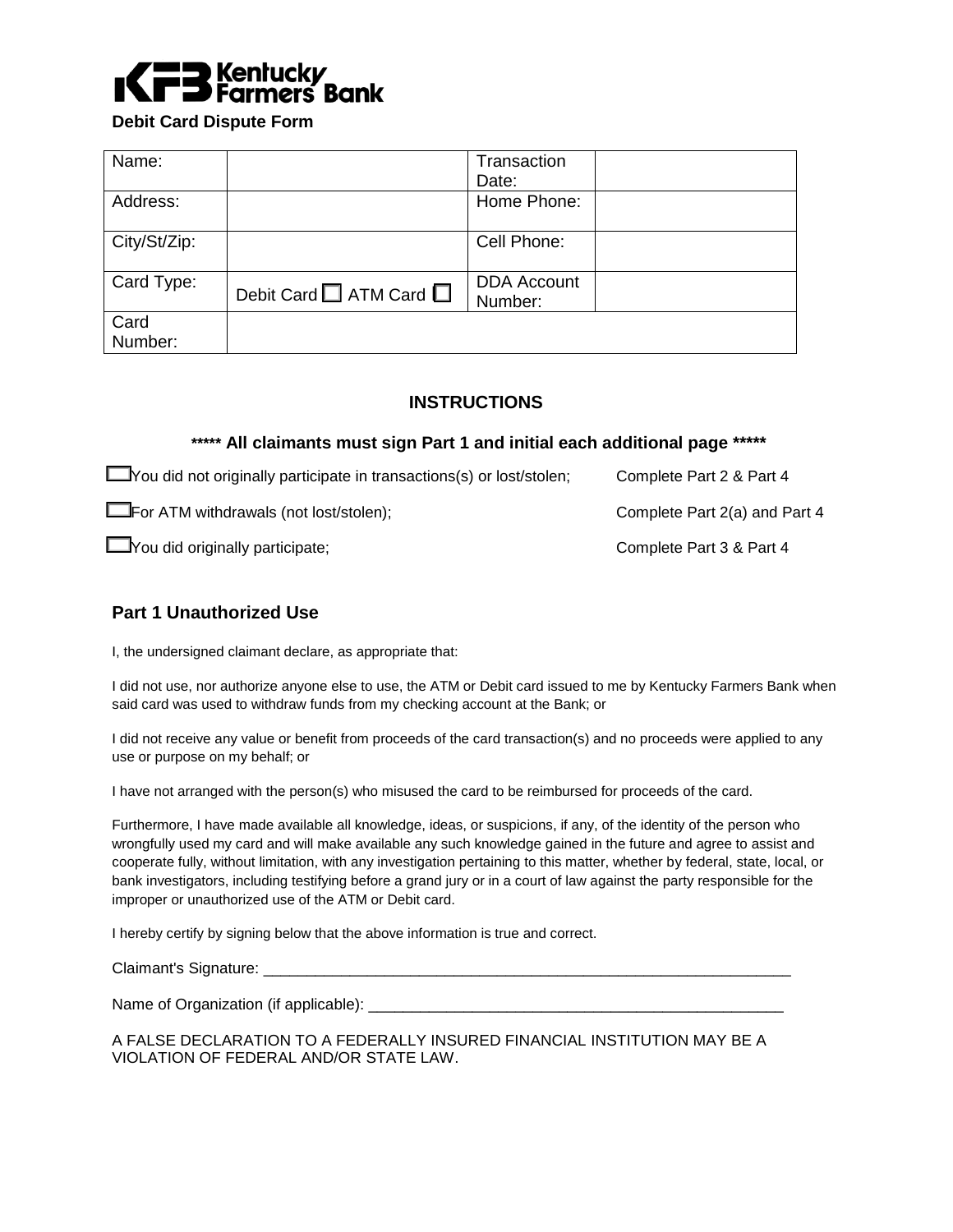Kentucky Farmers Bank

**Debit Card Dispute Form**

| Name: | | Transaction Date: | |
|---|---|---|---|
| Address: | | Home Phone: | |
| City/St/Zip: | | Cell Phone: | |
| Card Type: | Debit Card ☐ ATM Card ☐ | DDA Account Number: | |
| Card Number: | | | |

## INSTRUCTIONS

**\*\*\*\*\* All claimants must sign Part 1 and initial each additional page \*\*\*\*\***

☐ You did not originally participate in transactions(s) or lost/stolen; Complete Part 2 & Part 4

☐ For ATM withdrawals (not lost/stolen); Complete Part 2(a) and Part 4

☐ You did originally participate; Complete Part 3 & Part 4

## Part 1 Unauthorized Use

I, the undersigned claimant declare, as appropriate that:

I did not use, nor authorize anyone else to use, the ATM or Debit card issued to me by Kentucky Farmers Bank when said card was used to withdraw funds from my checking account at the Bank; or

I did not receive any value or benefit from proceeds of the card transaction(s) and no proceeds were applied to any use or purpose on my behalf; or

I have not arranged with the person(s) who misused the card to be reimbursed for proceeds of the card.

Furthermore, I have made available all knowledge, ideas, or suspicions, if any, of the identity of the person who wrongfully used my card and will make available any such knowledge gained in the future and agree to assist and cooperate fully, without limitation, with any investigation pertaining to this matter, whether by federal, state, local, or bank investigators, including testifying before a grand jury or in a court of law against the party responsible for the improper or unauthorized use of the ATM or Debit card.

I hereby certify by signing below that the above information is true and correct.

Claimant's Signature: ________________________________________________________________

Name of Organization (if applicable): __________________________________________________

A FALSE DECLARATION TO A FEDERALLY INSURED FINANCIAL INSTITUTION MAY BE A VIOLATION OF FEDERAL AND/OR STATE LAW.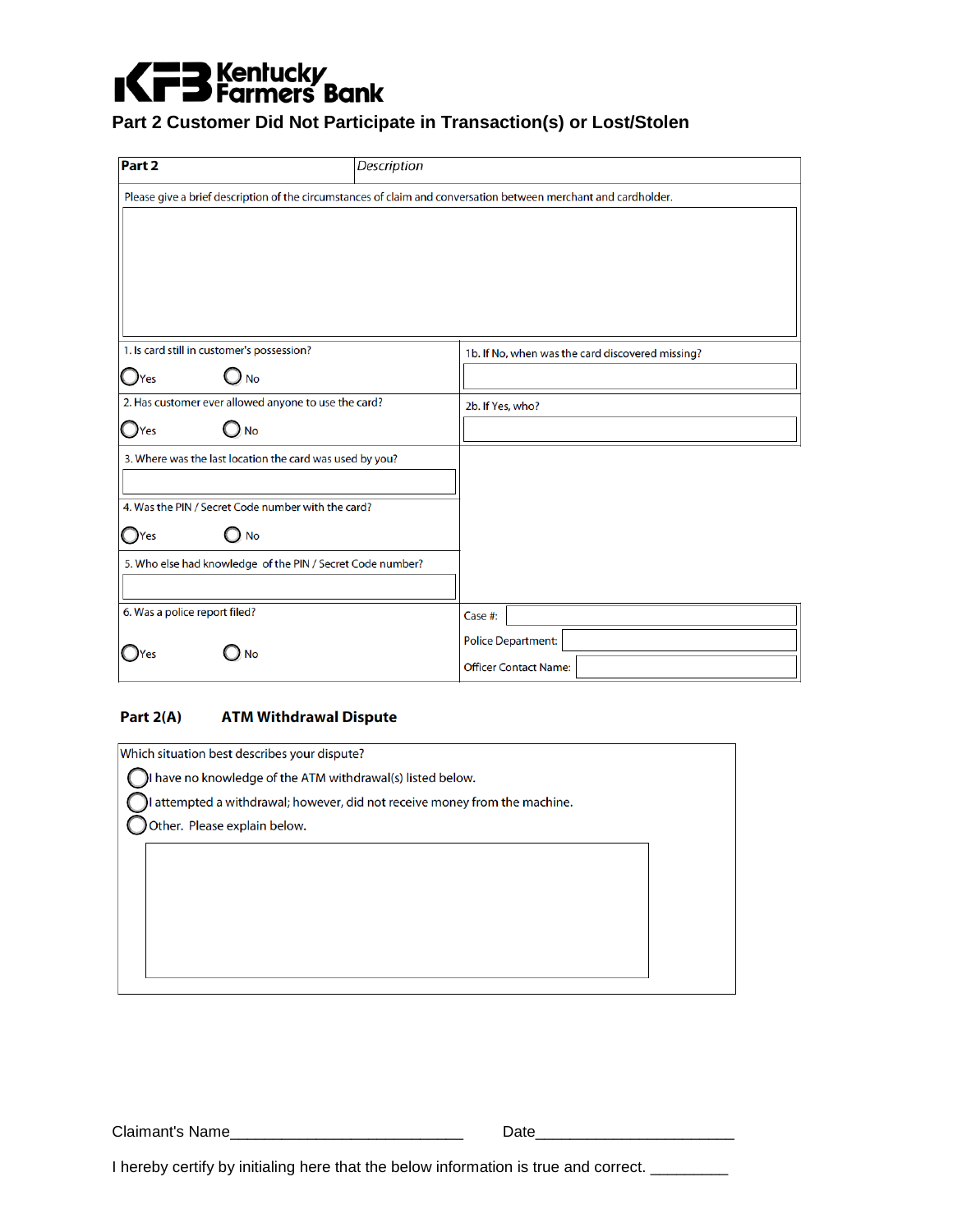Kentucky Farmers Bank

## Part 2 Customer Did Not Participate in Transaction(s) or Lost/Stolen

| **Part 2** | *Description* |
|---|---|
| Please give a brief description of the circumstances of claim and conversation between merchant and cardholder. | |
| 1. Is card still in customer's possession? ○ Yes ○ No | 1b. If No, when was the card discovered missing? |
| 2. Has customer ever allowed anyone to use the card? ○ Yes ○ No | 2b. If Yes, who? |
| 3. Where was the last location the card was used by you? | |
| 4. Was the PIN / Secret Code number with the card? ○ Yes ○ No | |
| 5. Who else had knowledge of the PIN / Secret Code number? | |
| 6. Was a police report filed? ○ Yes ○ No | Case #: <br> Police Department: <br> Officer Contact Name: |

**Part 2(A) ATM Withdrawal Dispute**

Which situation best describes your dispute?

○ I have no knowledge of the ATM withdrawal(s) listed below.

○ I attempted a withdrawal; however, did not receive money from the machine.

○ Other. Please explain below.

Claimant's Name___________________________ Date______________________

I hereby certify by initialing here that the below information is true and correct. _________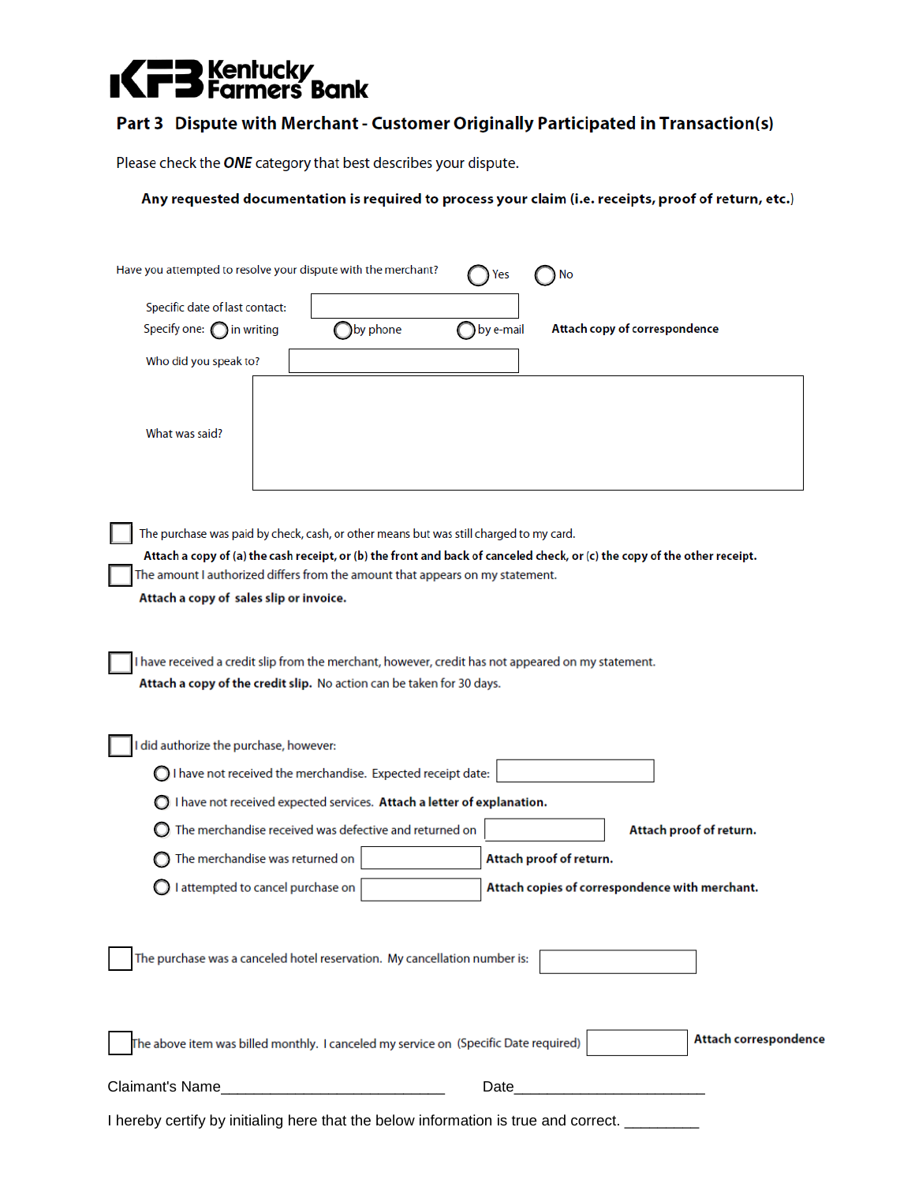**Kentucky Farmers Bank**

## Part 3 Dispute with Merchant - Customer Originally Participated in Transaction(s)

Please check the ***ONE*** category that best describes your dispute.

**Any requested documentation is required to process your claim (i.e. receipts, proof of return, etc.)**

Have you attempted to resolve your dispute with the merchant? ◯ Yes ◯ No

Specific date of last contact: ____________

Specify one: ◯ in writing ◯ by phone ◯ by e-mail **Attach copy of correspondence**

Who did you speak to? ____________

What was said? ____________

☐ The purchase was paid by check, cash, or other means but was still charged to my card.
**Attach a copy of (a) the cash receipt, or (b) the front and back of canceled check, or (c) the copy of the other receipt.**

☐ The amount I authorized differs from the amount that appears on my statement.
**Attach a copy of sales slip or invoice.**

☐ I have received a credit slip from the merchant, however, credit has not appeared on my statement.
**Attach a copy of the credit slip.** No action can be taken for 30 days.

☐ I did authorize the purchase, however:

- ◯ I have not received the merchandise. Expected receipt date: ____________
- ◯ I have not received expected services. **Attach a letter of explanation.**
- ◯ The merchandise received was defective and returned on ____________ **Attach proof of return.**
- ◯ The merchandise was returned on ____________ **Attach proof of return.**
- ◯ I attempted to cancel purchase on ____________ **Attach copies of correspondence with merchant.**

☐ The purchase was a canceled hotel reservation. My cancellation number is: ____________

☐ The above item was billed monthly. I canceled my service on (Specific Date required) ____________ **Attach correspondence**

Claimant's Name___________________________ Date_______________________

I hereby certify by initialing here that the below information is true and correct. _________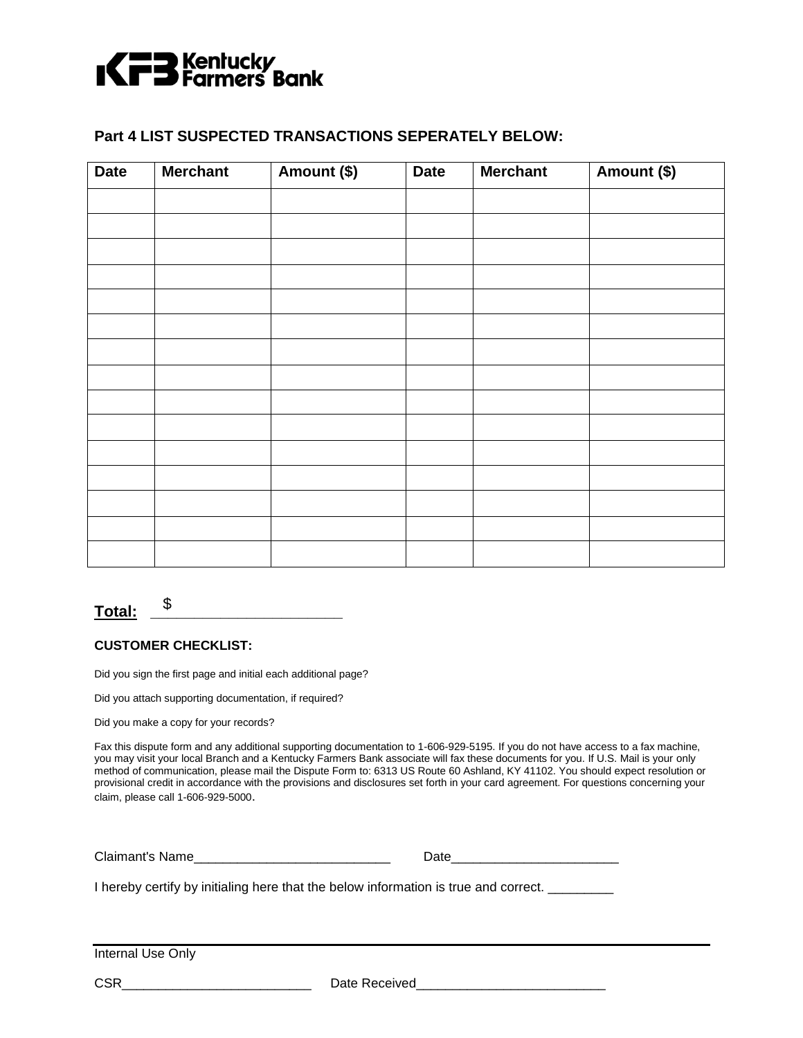Kentucky Farmers Bank

**Part 4 LIST SUSPECTED TRANSACTIONS SEPERATELY BELOW:**

| Date | Merchant | Amount ($) | Date | Merchant | Amount ($) |
|---|---|---|---|---|---|
| | | | | | |
| | | | | | |
| | | | | | |
| | | | | | |
| | | | | | |
| | | | | | |
| | | | | | |
| | | | | | |
| | | | | | |
| | | | | | |
| | | | | | |
| | | | | | |
| | | | | | |
| | | | | | |
| | | | | | |

**Total:** $______________________

**CUSTOMER CHECKLIST:**

Did you sign the first page and initial each additional page?

Did you attach supporting documentation, if required?

Did you make a copy for your records?

Fax this dispute form and any additional supporting documentation to 1-606-929-5195. If you do not have access to a fax machine, you may visit your local Branch and a Kentucky Farmers Bank associate will fax these documents for you. If U.S. Mail is your only method of communication, please mail the Dispute Form to: 6313 US Route 60 Ashland, KY 41102. You should expect resolution or provisional credit in accordance with the provisions and disclosures set forth in your card agreement. For questions concerning your claim, please call 1-606-929-5000.

Claimant's Name___________________________ Date______________________

I hereby certify by initialing here that the below information is true and correct. _________

Internal Use Only

CSR__________________________ Date Received__________________________